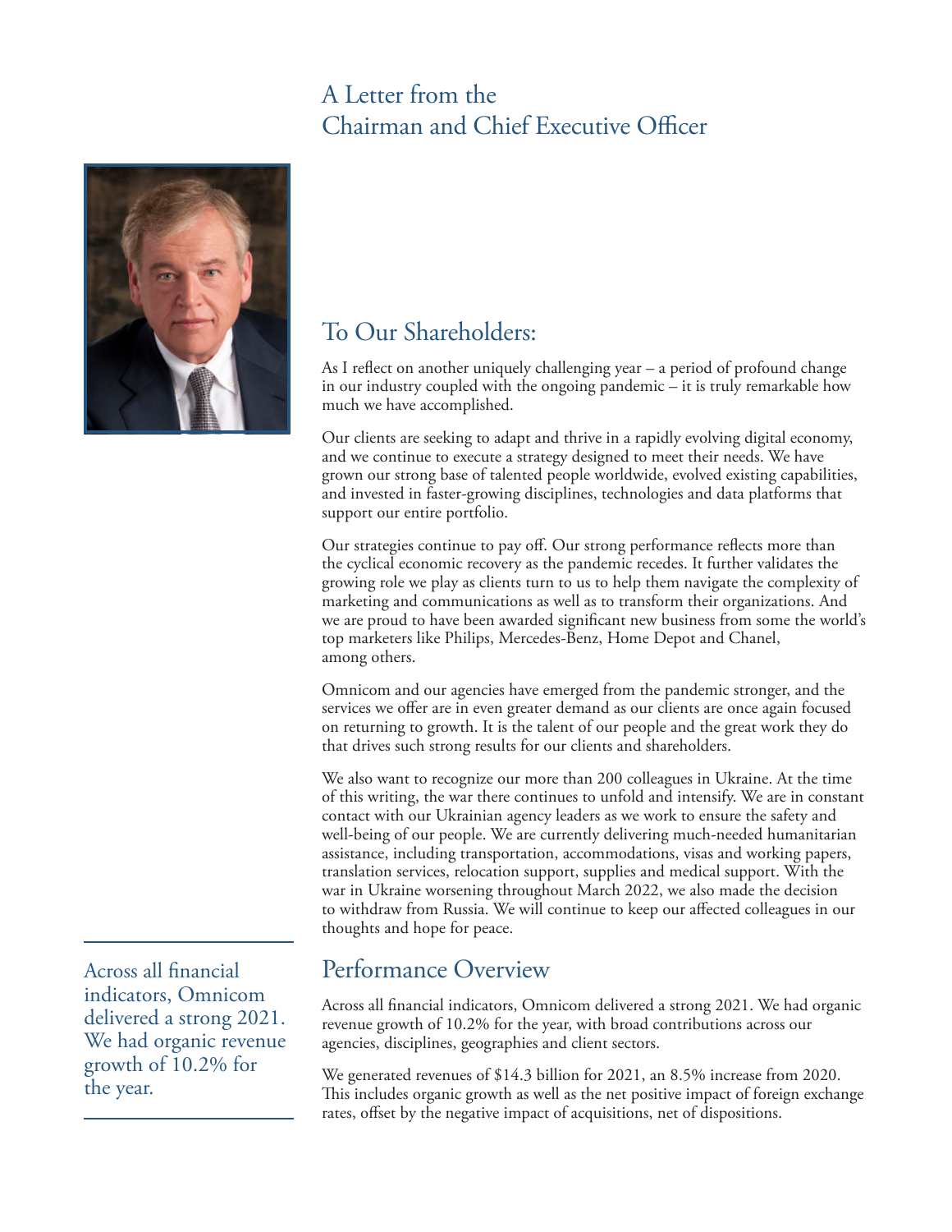# A Letter from the Chairman and Chief Executive Officer

## To Our Shareholders:

As I reflect on another uniquely challenging year – a period of profound change in our industry coupled with the ongoing pandemic – it is truly remarkable how much we have accomplished.

Our clients are seeking to adapt and thrive in a rapidly evolving digital economy, and we continue to execute a strategy designed to meet their needs. We have grown our strong base of talented people worldwide, evolved existing capabilities, and invested in faster-growing disciplines, technologies and data platforms that support our entire portfolio.

Our strategies continue to pay off. Our strong performance reflects more than the cyclical economic recovery as the pandemic recedes. It further validates the growing role we play as clients turn to us to help them navigate the complexity of marketing and communications as well as to transform their organizations. And we are proud to have been awarded significant new business from some the world's top marketers like Philips, Mercedes-Benz, Home Depot and Chanel, among others.

Omnicom and our agencies have emerged from the pandemic stronger, and the services we offer are in even greater demand as our clients are once again focused on returning to growth. It is the talent of our people and the great work they do that drives such strong results for our clients and shareholders.

We also want to recognize our more than 200 colleagues in Ukraine. At the time of this writing, the war there continues to unfold and intensify. We are in constant contact with our Ukrainian agency leaders as we work to ensure the safety and well-being of our people. We are currently delivering much-needed humanitarian assistance, including transportation, accommodations, visas and working papers, translation services, relocation support, supplies and medical support. With the war in Ukraine worsening throughout March 2022, we also made the decision to withdraw from Russia. We will continue to keep our affected colleagues in our thoughts and hope for peace.

Across all financial indicators, Omnicom delivered a strong 2021. We had organic revenue growth of 10.2% for the year.

## Performance Overview

Across all financial indicators, Omnicom delivered a strong 2021. We had organic revenue growth of 10.2% for the year, with broad contributions across our agencies, disciplines, geographies and client sectors.

We generated revenues of $14.3 billion for 2021, an 8.5% increase from 2020. This includes organic growth as well as the net positive impact of foreign exchange rates, offset by the negative impact of acquisitions, net of dispositions.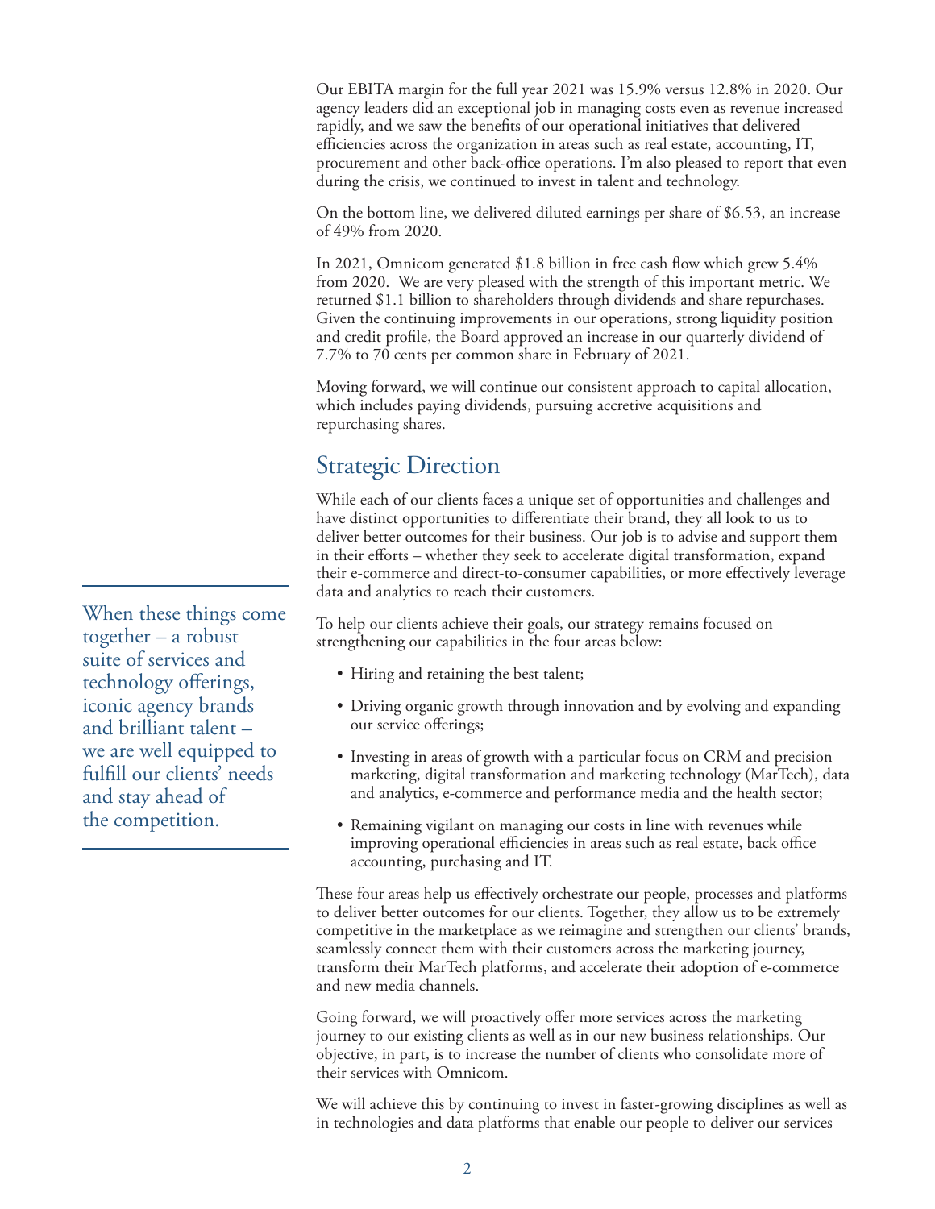Our EBITA margin for the full year 2021 was 15.9% versus 12.8% in 2020. Our agency leaders did an exceptional job in managing costs even as revenue increased rapidly, and we saw the benefits of our operational initiatives that delivered efficiencies across the organization in areas such as real estate, accounting, IT, procurement and other back-office operations. I'm also pleased to report that even during the crisis, we continued to invest in talent and technology.

On the bottom line, we delivered diluted earnings per share of $6.53, an increase of 49% from 2020.

In 2021, Omnicom generated $1.8 billion in free cash flow which grew 5.4% from 2020. We are very pleased with the strength of this important metric. We returned $1.1 billion to shareholders through dividends and share repurchases. Given the continuing improvements in our operations, strong liquidity position and credit profile, the Board approved an increase in our quarterly dividend of 7.7% to 70 cents per common share in February of 2021.

Moving forward, we will continue our consistent approach to capital allocation, which includes paying dividends, pursuing accretive acquisitions and repurchasing shares.

## Strategic Direction

While each of our clients faces a unique set of opportunities and challenges and have distinct opportunities to differentiate their brand, they all look to us to deliver better outcomes for their business. Our job is to advise and support them in their efforts – whether they seek to accelerate digital transformation, expand their e-commerce and direct-to-consumer capabilities, or more effectively leverage data and analytics to reach their customers.

> When these things come together – a robust suite of services and technology offerings, iconic agency brands and brilliant talent – we are well equipped to fulfill our clients' needs and stay ahead of the competition.

To help our clients achieve their goals, our strategy remains focused on strengthening our capabilities in the four areas below:

- Hiring and retaining the best talent;
- Driving organic growth through innovation and by evolving and expanding our service offerings;
- Investing in areas of growth with a particular focus on CRM and precision marketing, digital transformation and marketing technology (MarTech), data and analytics, e-commerce and performance media and the health sector;
- Remaining vigilant on managing our costs in line with revenues while improving operational efficiencies in areas such as real estate, back office accounting, purchasing and IT.

These four areas help us effectively orchestrate our people, processes and platforms to deliver better outcomes for our clients. Together, they allow us to be extremely competitive in the marketplace as we reimagine and strengthen our clients' brands, seamlessly connect them with their customers across the marketing journey, transform their MarTech platforms, and accelerate their adoption of e-commerce and new media channels.

Going forward, we will proactively offer more services across the marketing journey to our existing clients as well as in our new business relationships. Our objective, in part, is to increase the number of clients who consolidate more of their services with Omnicom.

We will achieve this by continuing to invest in faster-growing disciplines as well as in technologies and data platforms that enable our people to deliver our services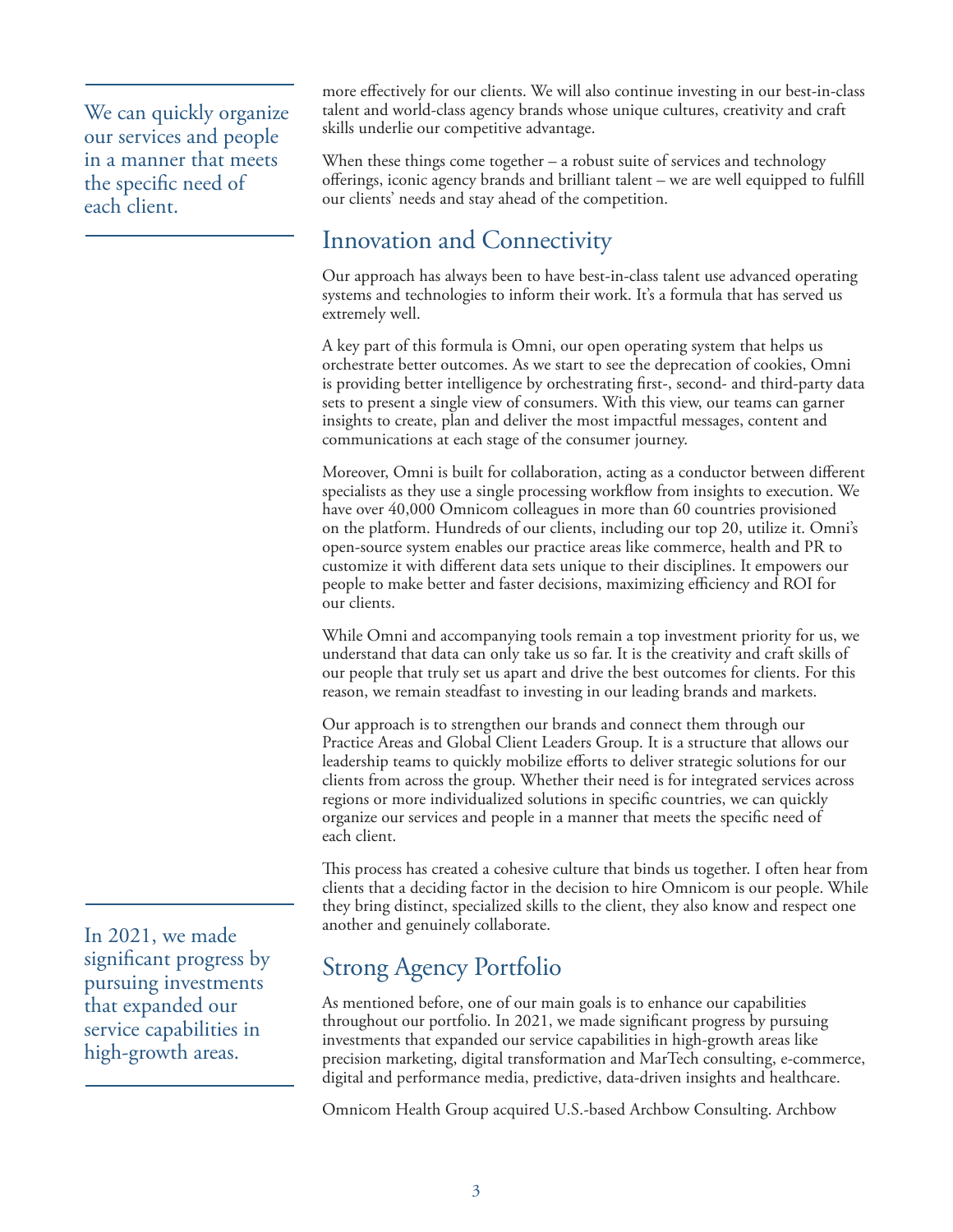more effectively for our clients. We will also continue investing in our best-in-class talent and world-class agency brands whose unique cultures, creativity and craft skills underlie our competitive advantage.

When these things come together – a robust suite of services and technology offerings, iconic agency brands and brilliant talent – we are well equipped to fulfill our clients' needs and stay ahead of the competition.

> We can quickly organize our services and people in a manner that meets the specific need of each client.

## Innovation and Connectivity

Our approach has always been to have best-in-class talent use advanced operating systems and technologies to inform their work. It's a formula that has served us extremely well.

A key part of this formula is Omni, our open operating system that helps us orchestrate better outcomes. As we start to see the deprecation of cookies, Omni is providing better intelligence by orchestrating first-, second- and third-party data sets to present a single view of consumers. With this view, our teams can garner insights to create, plan and deliver the most impactful messages, content and communications at each stage of the consumer journey.

Moreover, Omni is built for collaboration, acting as a conductor between different specialists as they use a single processing workflow from insights to execution. We have over 40,000 Omnicom colleagues in more than 60 countries provisioned on the platform. Hundreds of our clients, including our top 20, utilize it. Omni's open-source system enables our practice areas like commerce, health and PR to customize it with different data sets unique to their disciplines. It empowers our people to make better and faster decisions, maximizing efficiency and ROI for our clients.

While Omni and accompanying tools remain a top investment priority for us, we understand that data can only take us so far. It is the creativity and craft skills of our people that truly set us apart and drive the best outcomes for clients. For this reason, we remain steadfast to investing in our leading brands and markets.

Our approach is to strengthen our brands and connect them through our Practice Areas and Global Client Leaders Group. It is a structure that allows our leadership teams to quickly mobilize efforts to deliver strategic solutions for our clients from across the group. Whether their need is for integrated services across regions or more individualized solutions in specific countries, we can quickly organize our services and people in a manner that meets the specific need of each client.

This process has created a cohesive culture that binds us together. I often hear from clients that a deciding factor in the decision to hire Omnicom is our people. While they bring distinct, specialized skills to the client, they also know and respect one another and genuinely collaborate.

> In 2021, we made significant progress by pursuing investments that expanded our service capabilities in high-growth areas.

## Strong Agency Portfolio

As mentioned before, one of our main goals is to enhance our capabilities throughout our portfolio. In 2021, we made significant progress by pursuing investments that expanded our service capabilities in high-growth areas like precision marketing, digital transformation and MarTech consulting, e-commerce, digital and performance media, predictive, data-driven insights and healthcare.

Omnicom Health Group acquired U.S.-based Archbow Consulting. Archbow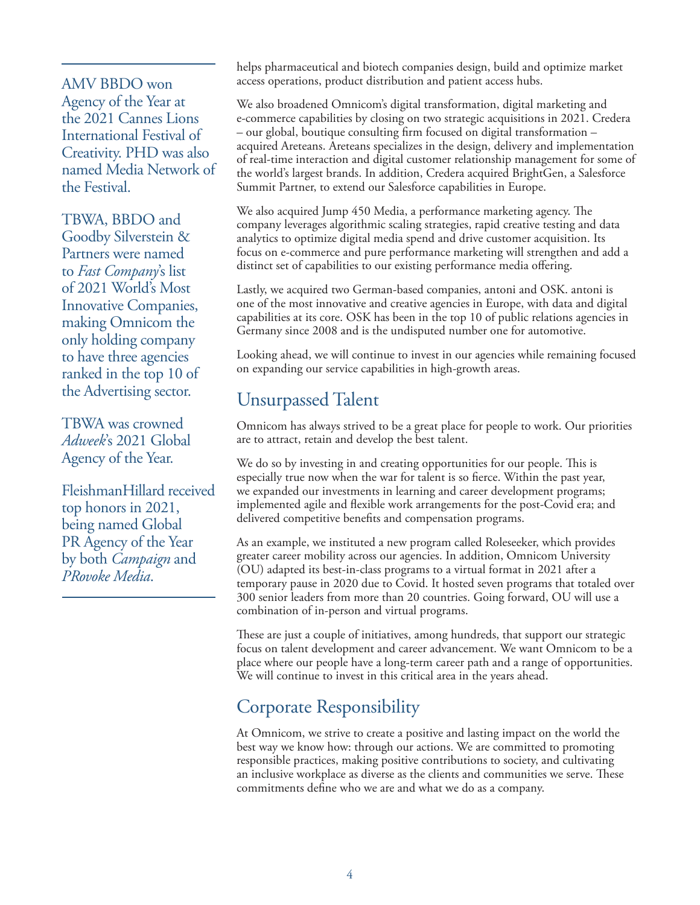AMV BBDO won Agency of the Year at the 2021 Cannes Lions International Festival of Creativity. PHD was also named Media Network of the Festival.

TBWA, BBDO and Goodby Silverstein & Partners were named to *Fast Company*'s list of 2021 World's Most Innovative Companies, making Omnicom the only holding company to have three agencies ranked in the top 10 of the Advertising sector.

TBWA was crowned *Adweek*'s 2021 Global Agency of the Year.

FleishmanHillard received top honors in 2021, being named Global PR Agency of the Year by both *Campaign* and *PRovoke Media*.

helps pharmaceutical and biotech companies design, build and optimize market access operations, product distribution and patient access hubs.

We also broadened Omnicom's digital transformation, digital marketing and e-commerce capabilities by closing on two strategic acquisitions in 2021. Credera – our global, boutique consulting firm focused on digital transformation – acquired Areteans. Areteans specializes in the design, delivery and implementation of real-time interaction and digital customer relationship management for some of the world's largest brands. In addition, Credera acquired BrightGen, a Salesforce Summit Partner, to extend our Salesforce capabilities in Europe.

We also acquired Jump 450 Media, a performance marketing agency. The company leverages algorithmic scaling strategies, rapid creative testing and data analytics to optimize digital media spend and drive customer acquisition. Its focus on e-commerce and pure performance marketing will strengthen and add a distinct set of capabilities to our existing performance media offering.

Lastly, we acquired two German-based companies, antoni and OSK. antoni is one of the most innovative and creative agencies in Europe, with data and digital capabilities at its core. OSK has been in the top 10 of public relations agencies in Germany since 2008 and is the undisputed number one for automotive.

Looking ahead, we will continue to invest in our agencies while remaining focused on expanding our service capabilities in high-growth areas.

## Unsurpassed Talent

Omnicom has always strived to be a great place for people to work. Our priorities are to attract, retain and develop the best talent.

We do so by investing in and creating opportunities for our people. This is especially true now when the war for talent is so fierce. Within the past year, we expanded our investments in learning and career development programs; implemented agile and flexible work arrangements for the post-Covid era; and delivered competitive benefits and compensation programs.

As an example, we instituted a new program called Roleseeker, which provides greater career mobility across our agencies. In addition, Omnicom University (OU) adapted its best-in-class programs to a virtual format in 2021 after a temporary pause in 2020 due to Covid. It hosted seven programs that totaled over 300 senior leaders from more than 20 countries. Going forward, OU will use a combination of in-person and virtual programs.

These are just a couple of initiatives, among hundreds, that support our strategic focus on talent development and career advancement. We want Omnicom to be a place where our people have a long-term career path and a range of opportunities. We will continue to invest in this critical area in the years ahead.

## Corporate Responsibility

At Omnicom, we strive to create a positive and lasting impact on the world the best way we know how: through our actions. We are committed to promoting responsible practices, making positive contributions to society, and cultivating an inclusive workplace as diverse as the clients and communities we serve. These commitments define who we are and what we do as a company.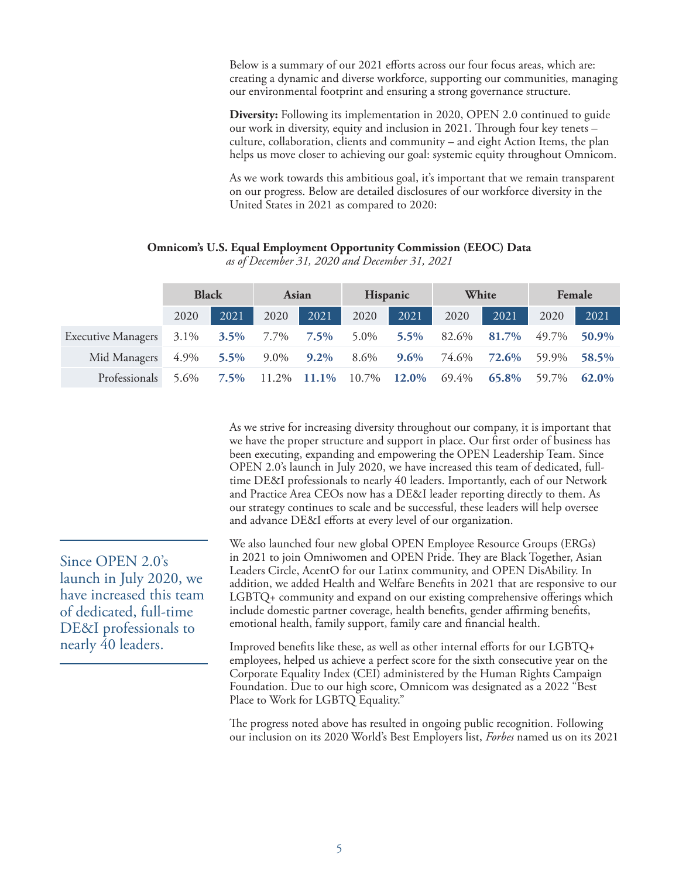Below is a summary of our 2021 efforts across our four focus areas, which are: creating a dynamic and diverse workforce, supporting our communities, managing our environmental footprint and ensuring a strong governance structure.

**Diversity:** Following its implementation in 2020, OPEN 2.0 continued to guide our work in diversity, equity and inclusion in 2021. Through four key tenets – culture, collaboration, clients and community – and eight Action Items, the plan helps us move closer to achieving our goal: systemic equity throughout Omnicom.

As we work towards this ambitious goal, it's important that we remain transparent on our progress. Below are detailed disclosures of our workforce diversity in the United States in 2021 as compared to 2020:

**Omnicom's U.S. Equal Employment Opportunity Commission (EEOC) Data**
*as of December 31, 2020 and December 31, 2021*

| | Black | | Asian | | Hispanic | | White | | Female | |
|---|---|---|---|---|---|---|---|---|---|---|
| | 2020 | 2021 | 2020 | 2021 | 2020 | 2021 | 2020 | 2021 | 2020 | 2021 |
| Executive Managers | 3.1% | **3.5%** | 7.7% | **7.5%** | 5.0% | **5.5%** | 82.6% | **81.7%** | 49.7% | **50.9%** |
| Mid Managers | 4.9% | **5.5%** | 9.0% | **9.2%** | 8.6% | **9.6%** | 74.6% | **72.6%** | 59.9% | **58.5%** |
| Professionals | 5.6% | **7.5%** | 11.2% | **11.1%** | 10.7% | **12.0%** | 69.4% | **65.8%** | 59.7% | **62.0%** |

As we strive for increasing diversity throughout our company, it is important that we have the proper structure and support in place. Our first order of business has been executing, expanding and empowering the OPEN Leadership Team. Since OPEN 2.0's launch in July 2020, we have increased this team of dedicated, full-time DE&I professionals to nearly 40 leaders. Importantly, each of our Network and Practice Area CEOs now has a DE&I leader reporting directly to them. As our strategy continues to scale and be successful, these leaders will help oversee and advance DE&I efforts at every level of our organization.

> Since OPEN 2.0's launch in July 2020, we have increased this team of dedicated, full-time DE&I professionals to nearly 40 leaders.

We also launched four new global OPEN Employee Resource Groups (ERGs) in 2021 to join Omniwomen and OPEN Pride. They are Black Together, Asian Leaders Circle, AcentO for our Latinx community, and OPEN DisAbility. In addition, we added Health and Welfare Benefits in 2021 that are responsive to our LGBTQ+ community and expand on our existing comprehensive offerings which include domestic partner coverage, health benefits, gender affirming benefits, emotional health, family support, family care and financial health.

Improved benefits like these, as well as other internal efforts for our LGBTQ+ employees, helped us achieve a perfect score for the sixth consecutive year on the Corporate Equality Index (CEI) administered by the Human Rights Campaign Foundation. Due to our high score, Omnicom was designated as a 2022 "Best Place to Work for LGBTQ Equality."

The progress noted above has resulted in ongoing public recognition. Following our inclusion on its 2020 World's Best Employers list, *Forbes* named us on its 2021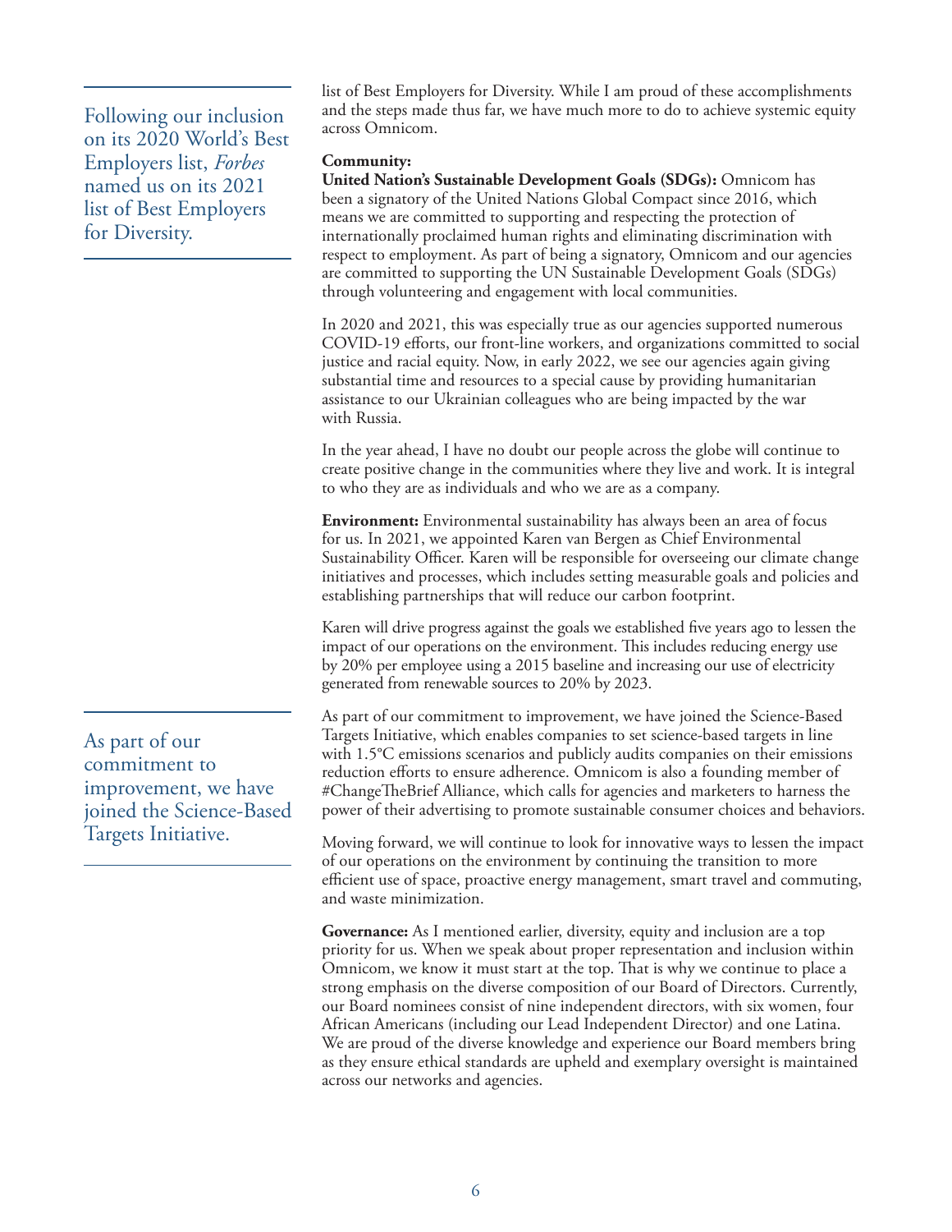list of Best Employers for Diversity. While I am proud of these accomplishments and the steps made thus far, we have much more to do to achieve systemic equity across Omnicom.

> Following our inclusion on its 2020 World's Best Employers list, *Forbes* named us on its 2021 list of Best Employers for Diversity.

**Community:**
**United Nation's Sustainable Development Goals (SDGs):** Omnicom has been a signatory of the United Nations Global Compact since 2016, which means we are committed to supporting and respecting the protection of internationally proclaimed human rights and eliminating discrimination with respect to employment. As part of being a signatory, Omnicom and our agencies are committed to supporting the UN Sustainable Development Goals (SDGs) through volunteering and engagement with local communities.

In 2020 and 2021, this was especially true as our agencies supported numerous COVID-19 efforts, our front-line workers, and organizations committed to social justice and racial equity. Now, in early 2022, we see our agencies again giving substantial time and resources to a special cause by providing humanitarian assistance to our Ukrainian colleagues who are being impacted by the war with Russia.

In the year ahead, I have no doubt our people across the globe will continue to create positive change in the communities where they live and work. It is integral to who they are as individuals and who we are as a company.

**Environment:** Environmental sustainability has always been an area of focus for us. In 2021, we appointed Karen van Bergen as Chief Environmental Sustainability Officer. Karen will be responsible for overseeing our climate change initiatives and processes, which includes setting measurable goals and policies and establishing partnerships that will reduce our carbon footprint.

Karen will drive progress against the goals we established five years ago to lessen the impact of our operations on the environment. This includes reducing energy use by 20% per employee using a 2015 baseline and increasing our use of electricity generated from renewable sources to 20% by 2023.

> As part of our commitment to improvement, we have joined the Science-Based Targets Initiative.

As part of our commitment to improvement, we have joined the Science-Based Targets Initiative, which enables companies to set science-based targets in line with 1.5°C emissions scenarios and publicly audits companies on their emissions reduction efforts to ensure adherence. Omnicom is also a founding member of #ChangeTheBrief Alliance, which calls for agencies and marketers to harness the power of their advertising to promote sustainable consumer choices and behaviors.

Moving forward, we will continue to look for innovative ways to lessen the impact of our operations on the environment by continuing the transition to more efficient use of space, proactive energy management, smart travel and commuting, and waste minimization.

**Governance:** As I mentioned earlier, diversity, equity and inclusion are a top priority for us. When we speak about proper representation and inclusion within Omnicom, we know it must start at the top. That is why we continue to place a strong emphasis on the diverse composition of our Board of Directors. Currently, our Board nominees consist of nine independent directors, with six women, four African Americans (including our Lead Independent Director) and one Latina. We are proud of the diverse knowledge and experience our Board members bring as they ensure ethical standards are upheld and exemplary oversight is maintained across our networks and agencies.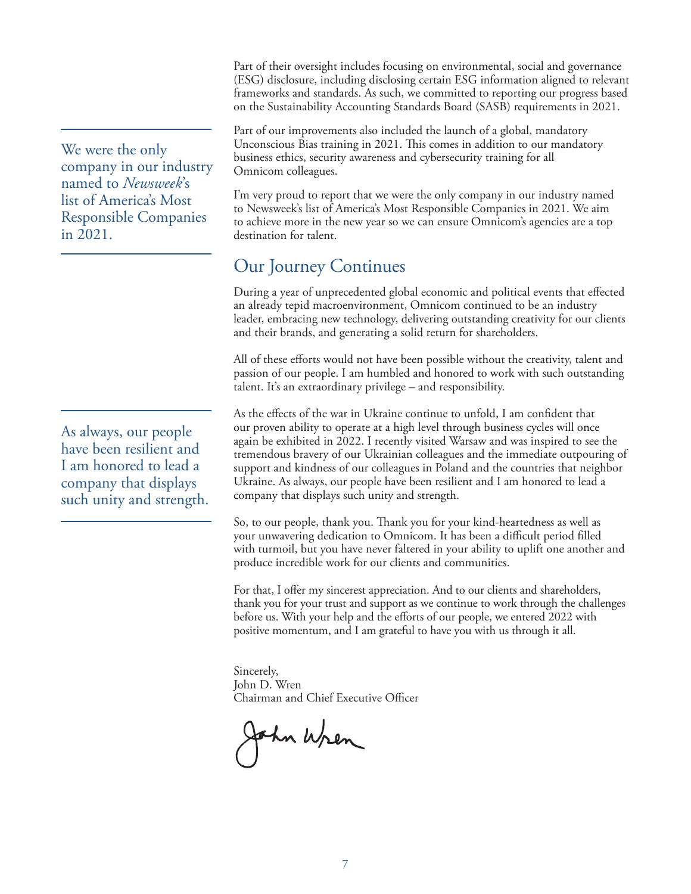Part of their oversight includes focusing on environmental, social and governance (ESG) disclosure, including disclosing certain ESG information aligned to relevant frameworks and standards. As such, we committed to reporting our progress based on the Sustainability Accounting Standards Board (SASB) requirements in 2021.

Part of our improvements also included the launch of a global, mandatory Unconscious Bias training in 2021. This comes in addition to our mandatory business ethics, security awareness and cybersecurity training for all Omnicom colleagues.

We were the only company in our industry named to *Newsweek*'s list of America's Most Responsible Companies in 2021.

I'm very proud to report that we were the only company in our industry named to Newsweek's list of America's Most Responsible Companies in 2021. We aim to achieve more in the new year so we can ensure Omnicom's agencies are a top destination for talent.

## Our Journey Continues

During a year of unprecedented global economic and political events that effected an already tepid macroenvironment, Omnicom continued to be an industry leader, embracing new technology, delivering outstanding creativity for our clients and their brands, and generating a solid return for shareholders.

All of these efforts would not have been possible without the creativity, talent and passion of our people. I am humbled and honored to work with such outstanding talent. It's an extraordinary privilege – and responsibility.

As always, our people have been resilient and I am honored to lead a company that displays such unity and strength.

As the effects of the war in Ukraine continue to unfold, I am confident that our proven ability to operate at a high level through business cycles will once again be exhibited in 2022. I recently visited Warsaw and was inspired to see the tremendous bravery of our Ukrainian colleagues and the immediate outpouring of support and kindness of our colleagues in Poland and the countries that neighbor Ukraine. As always, our people have been resilient and I am honored to lead a company that displays such unity and strength.

So, to our people, thank you. Thank you for your kind-heartedness as well as your unwavering dedication to Omnicom. It has been a difficult period filled with turmoil, but you have never faltered in your ability to uplift one another and produce incredible work for our clients and communities.

For that, I offer my sincerest appreciation. And to our clients and shareholders, thank you for your trust and support as we continue to work through the challenges before us. With your help and the efforts of our people, we entered 2022 with positive momentum, and I am grateful to have you with us through it all.

Sincerely,
John D. Wren
Chairman and Chief Executive Officer